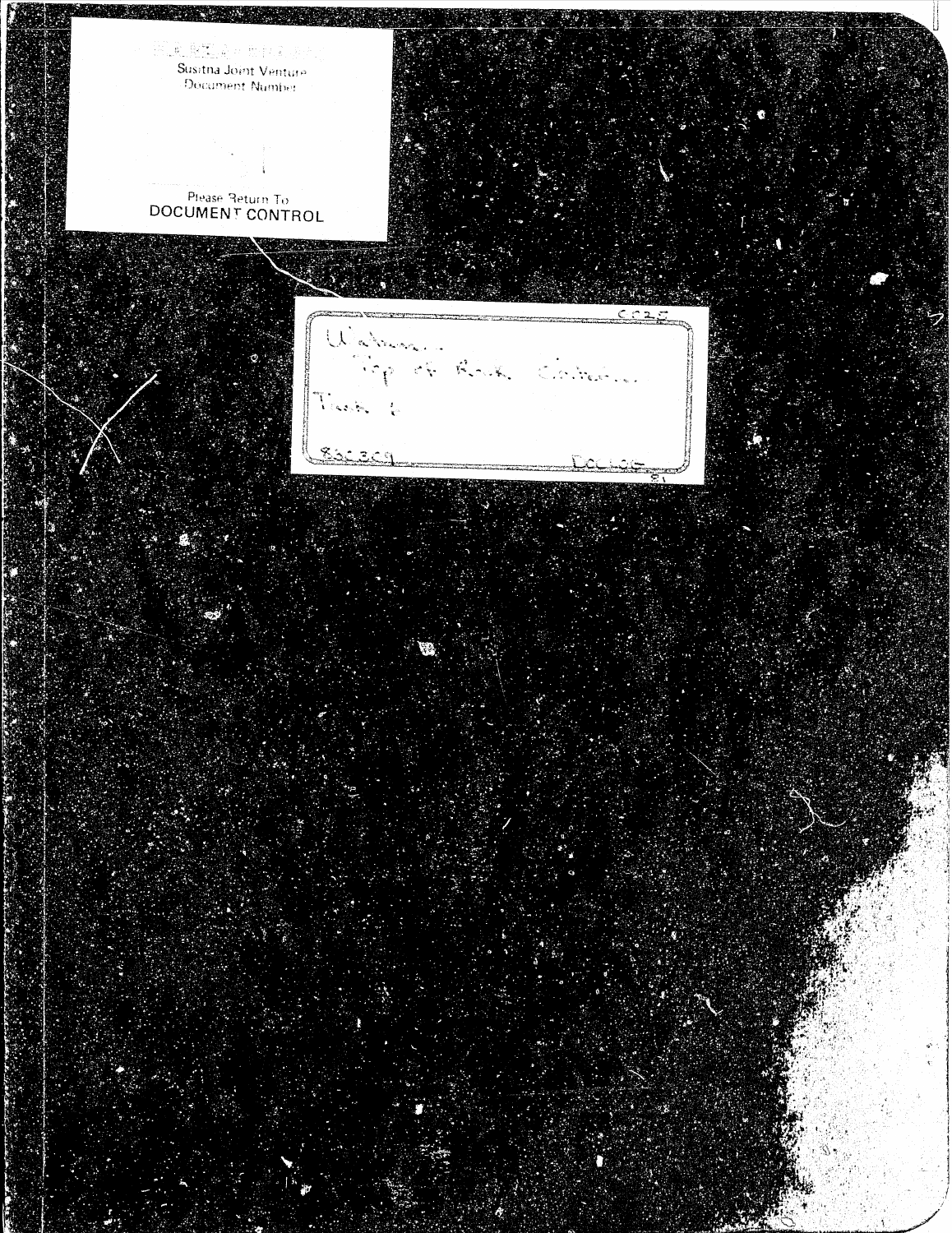Susitna Joint Venture
Document Number

Please Return To
DOCUMENT CONTROL

0025

Watana
Top of Rock Contours

Task 5

850309

DEC 1981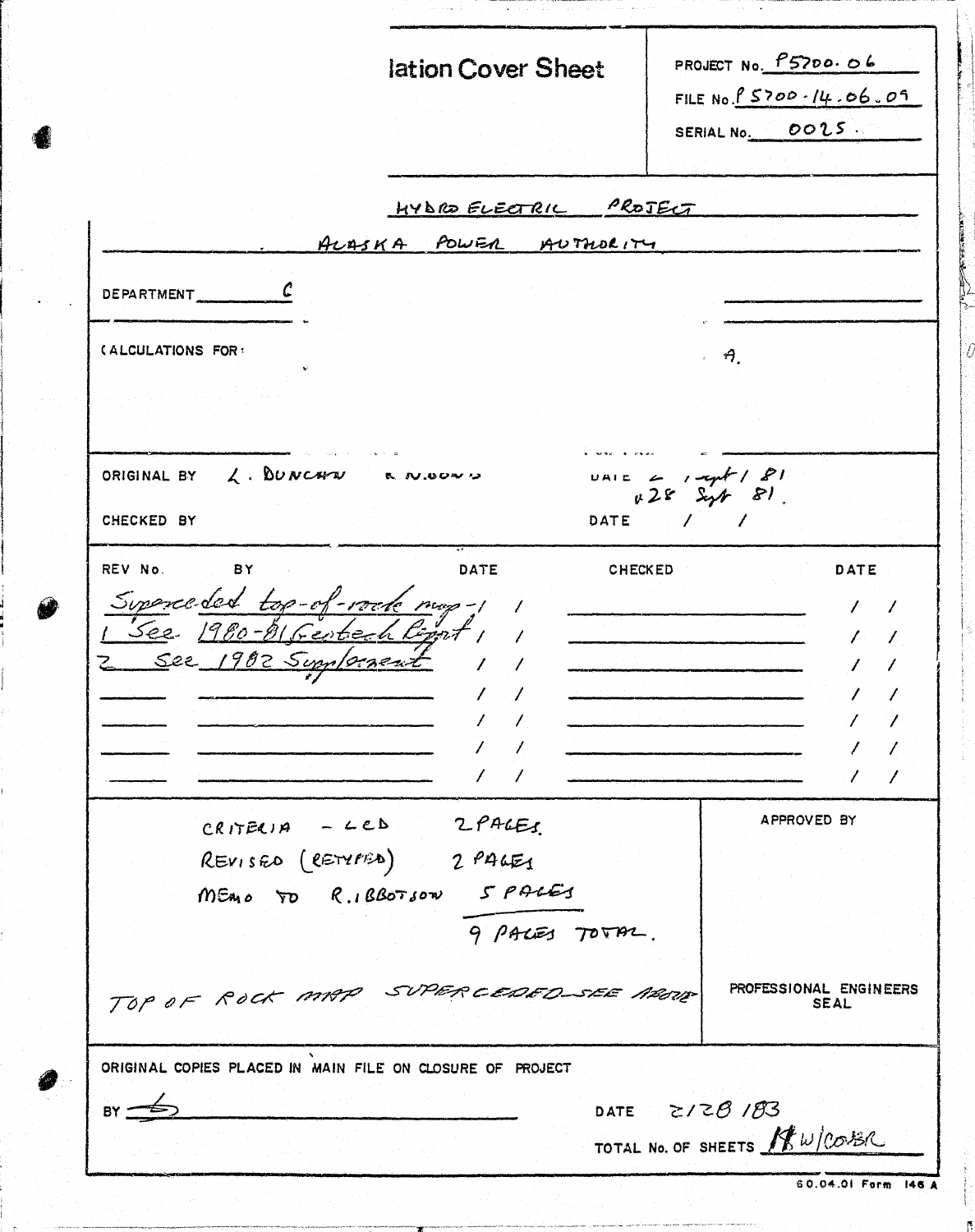# lation Cover Sheet

PROJECT No. P5700.06

FILE No. P5700-14.06.09

SERIAL No. 0025

HYDRO ELECTRIC PROJECT

ALASKA POWER AUTHORITY

DEPARTMENT C

CALCULATIONS FOR: A.

ORIGINAL BY L. DUNCAN R. N.DOWS DATE 2 Sept / 81 28 Sept 81.

CHECKED BY DATE / /

| REV No. | BY | DATE | CHECKED | DATE |
|---|---|---|---|---|
| Superceded top-of-rock map - | | / / | | / / |
| 1 | See 1980-81 Geotech Report | / / | | / / |
| 2 | See 1982 Supplement | / / | | / / |
| | | / / | | / / |
| | | / / | | / / |
| | | / / | | / / |
| | | / / | | / / |

CRITERIA - LCD 2 PAGES

REVISED (RETYPED) 2 PAGES

MEMO TO R. IBBOTSON 5 PAGES

9 PAGES TOTAL.

TOP OF ROCK MAP SUPERCEDED - SEE ABOVE

APPROVED BY

PROFESSIONAL ENGINEERS SEAL

ORIGINAL COPIES PLACED IN MAIN FILE ON CLOSURE OF PROJECT

BY

DATE 2/28/83

TOTAL No. OF SHEETS 10 W/COVER

60.04.01 Form 146 A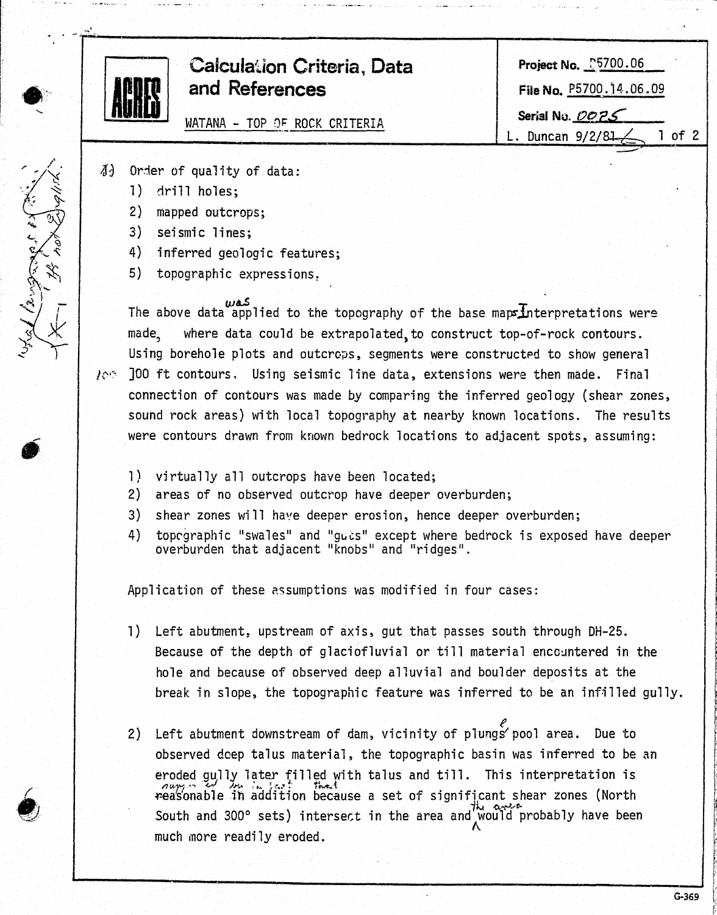# Calculation Criteria, Data and References

WATANA - TOP OF ROCK CRITERIA

**Project No.** P5700.06

**File No.** P5700.14.06.09

**Serial No.** 0025

L. Duncan 9/2/81

I) Order of quality of data:

1) drill holes;
2) mapped outcrops;
3) seismic lines;
4) inferred geologic features;
5) topographic expressions.

The above data was applied to the topography of the base maps. Interpretations were made, where data could be extrapolated, to construct top-of-rock contours. Using borehole plots and outcrops, segments were constructed to show general 100 ft contours. Using seismic line data, extensions were then made. Final connection of contours was made by comparing the inferred geology (shear zones, sound rock areas) with local topography at nearby known locations. The results were contours drawn from known bedrock locations to adjacent spots, assuming:

1) virtually all outcrops have been located;
2) areas of no observed outcrop have deeper overburden;
3) shear zones will have deeper erosion, hence deeper overburden;
4) topographic "swales" and "guts" except where bedrock is exposed have deeper overburden that adjacent "knobs" and "ridges".

Application of these assumptions was modified in four cases:

1) Left abutment, upstream of axis, gut that passes south through DH-25. Because of the depth of glaciofluvial or till material encountered in the hole and because of observed deep alluvial and boulder deposits at the break in slope, the topographic feature was inferred to be an infilled gully.

2) Left abutment downstream of dam, vicinity of plunge pool area. Due to observed deep talus material, the topographic basin was inferred to be an eroded gully later filled with talus and till. This interpretation is reasonable in addition because a set of significant shear zones (North South and 300° sets) intersect in the area and the area would probably have been much more readily eroded.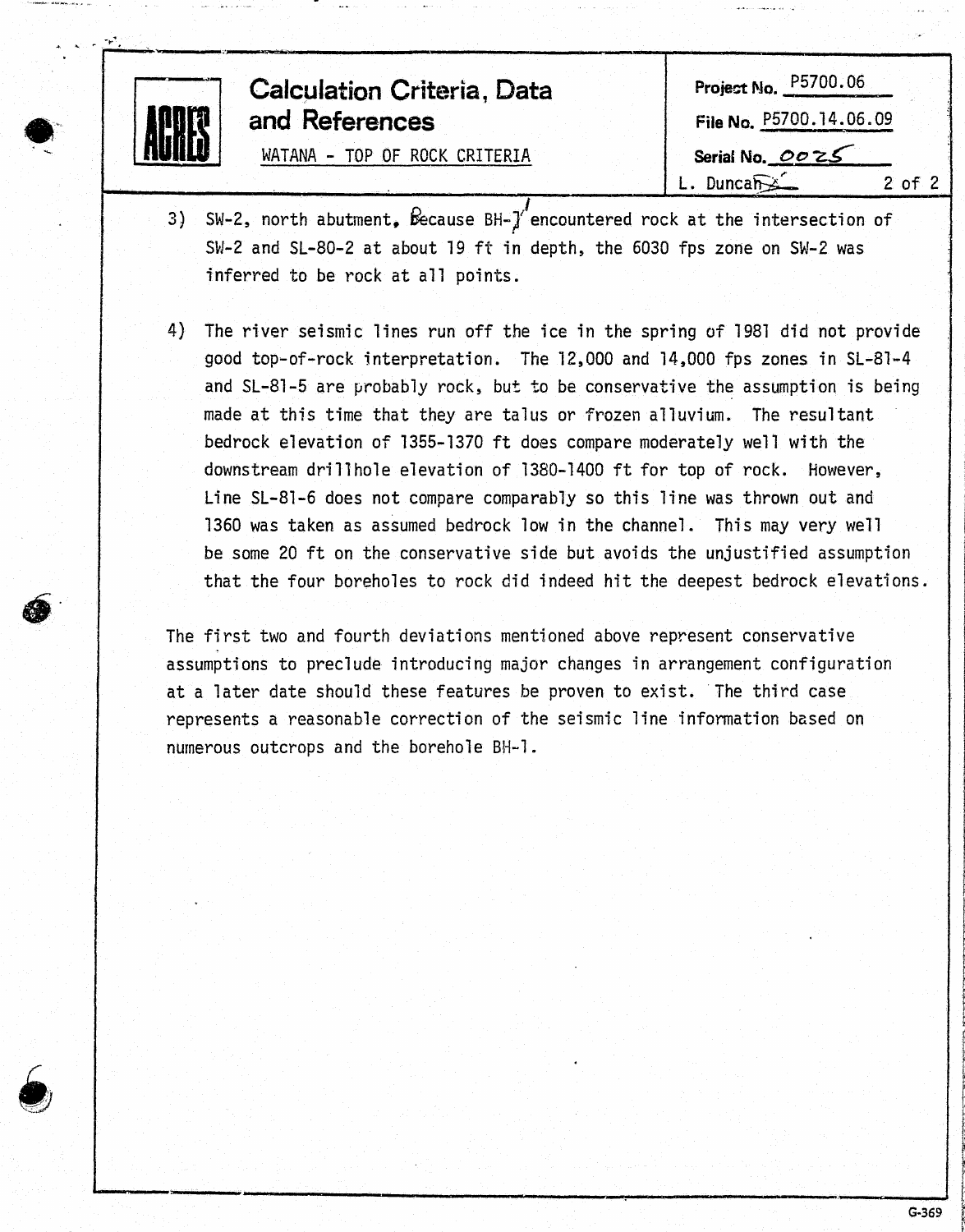# Calculation Criteria, Data and References

WATANA - TOP OF ROCK CRITERIA

Project No. P5700.06

File No. P5700.14.06.09

Serial No. 0025

L. Duncan

3) SW-2, north abutment, Because BH-1 encountered rock at the intersection of SW-2 and SL-80-2 at about 19 ft in depth, the 6030 fps zone on SW-2 was inferred to be rock at all points.

4) The river seismic lines run off the ice in the spring of 1981 did not provide good top-of-rock interpretation. The 12,000 and 14,000 fps zones in SL-81-4 and SL-81-5 are probably rock, but to be conservative the assumption is being made at this time that they are talus or frozen alluvium. The resultant bedrock elevation of 1355-1370 ft does compare moderately well with the downstream drillhole elevation of 1380-1400 ft for top of rock. However, Line SL-81-6 does not compare comparably so this line was thrown out and 1360 was taken as assumed bedrock low in the channel. This may very well be some 20 ft on the conservative side but avoids the unjustified assumption that the four boreholes to rock did indeed hit the deepest bedrock elevations.

The first two and fourth deviations mentioned above represent conservative assumptions to preclude introducing major changes in arrangement configuration at a later date should these features be proven to exist. The third case represents a reasonable correction of the seismic line information based on numerous outcrops and the borehole BH-1.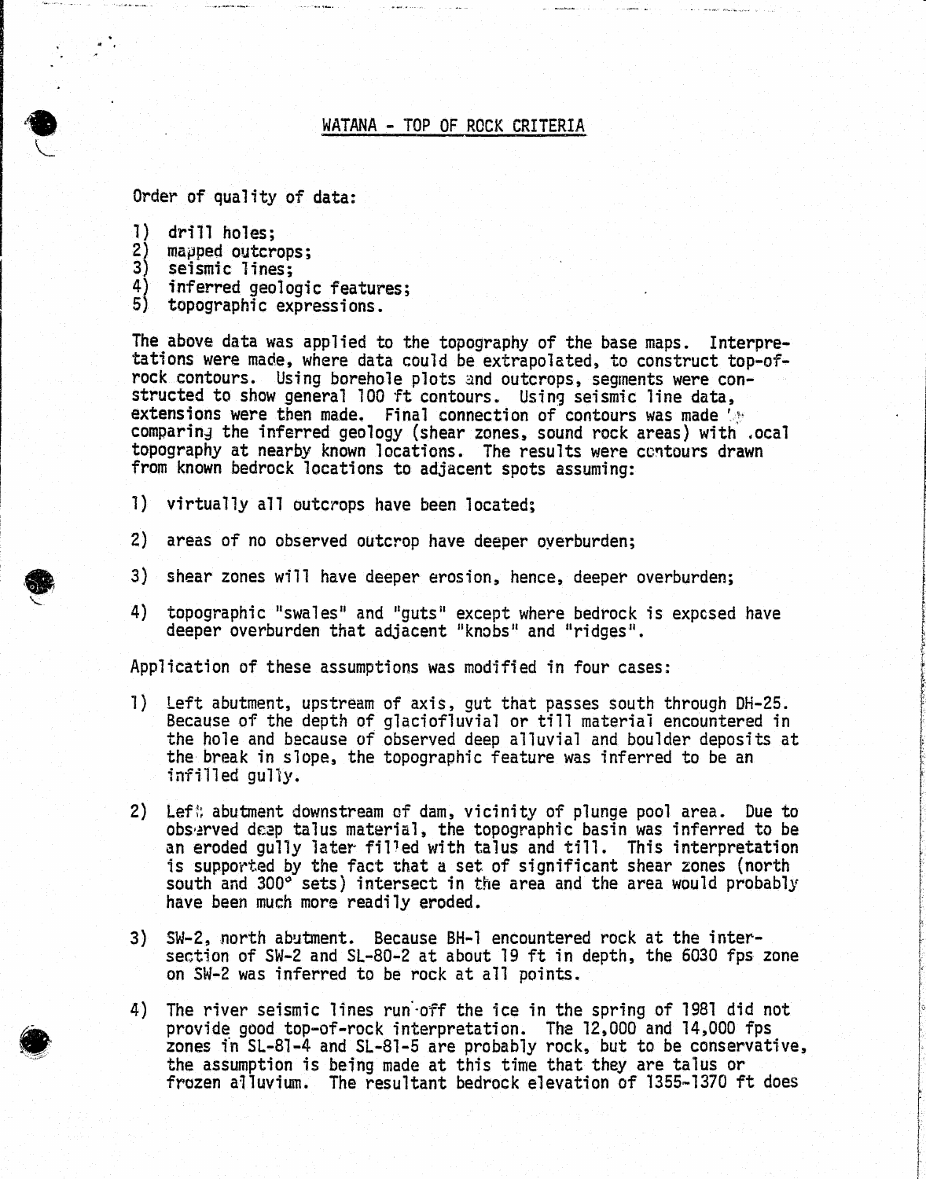# WATANA - TOP OF ROCK CRITERIA

Order of quality of data:

1) drill holes;
2) mapped outcrops;
3) seismic lines;
4) inferred geologic features;
5) topographic expressions.

The above data was applied to the topography of the base maps. Interpretations were made, where data could be extrapolated, to construct top-of-rock contours. Using borehole plots and outcrops, segments were constructed to show general 100 ft contours. Using seismic line data, extensions were then made. Final connection of contours was made by comparing the inferred geology (shear zones, sound rock areas) with local topography at nearby known locations. The results were contours drawn from known bedrock locations to adjacent spots assuming:

1) virtually all outcrops have been located;

2) areas of no observed outcrop have deeper overburden;

3) shear zones will have deeper erosion, hence, deeper overburden;

4) topographic "swales" and "guts" except where bedrock is exposed have deeper overburden that adjacent "knobs" and "ridges".

Application of these assumptions was modified in four cases:

1) Left abutment, upstream of axis, gut that passes south through DH-25. Because of the depth of glaciofluvial or till material encountered in the hole and because of observed deep alluvial and boulder deposits at the break in slope, the topographic feature was inferred to be an infilled gully.

2) Left abutment downstream of dam, vicinity of plunge pool area. Due to observed deep talus material, the topographic basin was inferred to be an eroded gully later filled with talus and till. This interpretation is supported by the fact that a set of significant shear zones (north south and 300° sets) intersect in the area and the area would probably have been much more readily eroded.

3) SW-2, north abutment. Because BH-1 encountered rock at the intersection of SW-2 and SL-80-2 at about 19 ft in depth, the 6030 fps zone on SW-2 was inferred to be rock at all points.

4) The river seismic lines run-off the ice in the spring of 1981 did not provide good top-of-rock interpretation. The 12,000 and 14,000 fps zones in SL-81-4 and SL-81-5 are probably rock, but to be conservative, the assumption is being made at this time that they are talus or frozen alluvium. The resultant bedrock elevation of 1355-1370 ft does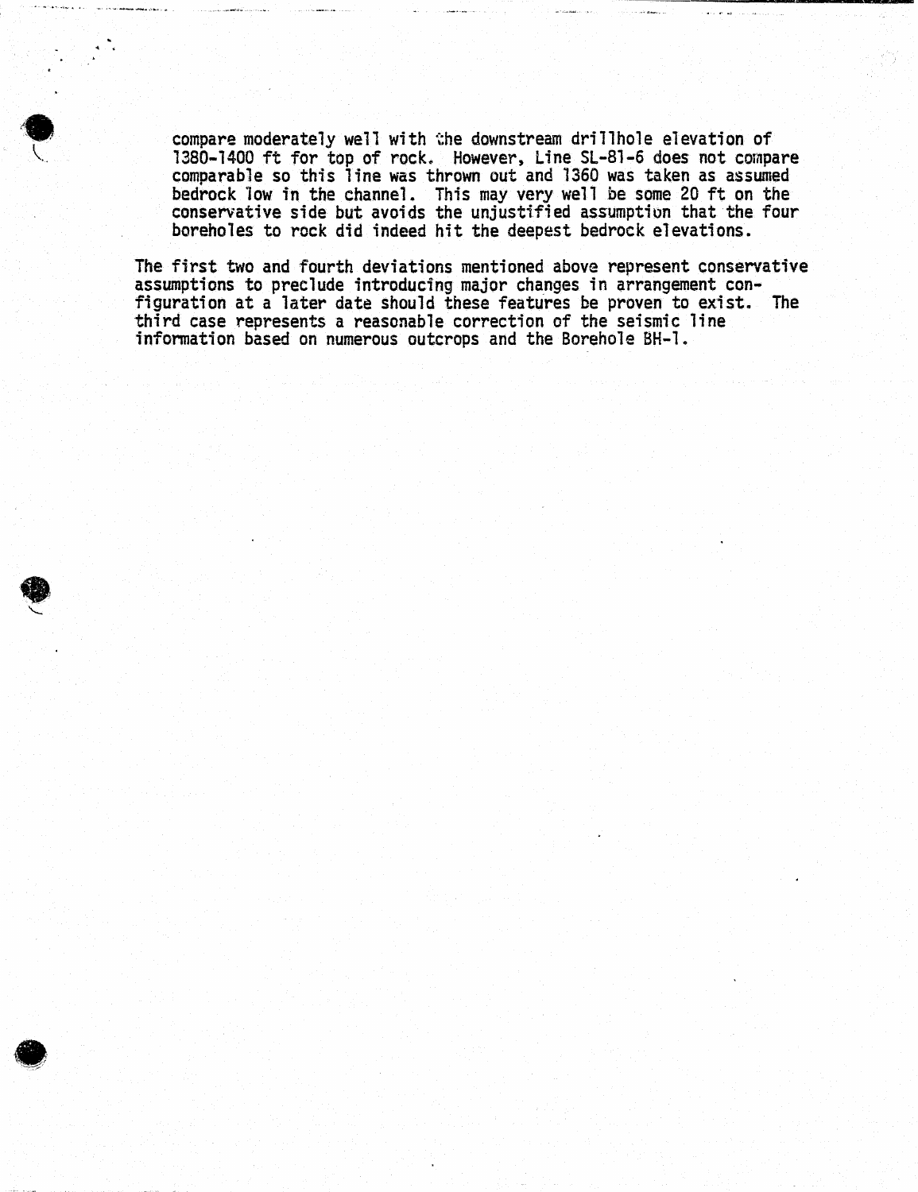compare moderately well with the downstream drillhole elevation of 1380-1400 ft for top of rock. However, Line SL-81-6 does not compare comparable so this line was thrown out and 1360 was taken as assumed bedrock low in the channel. This may very well be some 20 ft on the conservative side but avoids the unjustified assumption that the four boreholes to rock did indeed hit the deepest bedrock elevations.

The first two and fourth deviations mentioned above represent conservative assumptions to preclude introducing major changes in arrangement configuration at a later date should these features be proven to exist. The third case represents a reasonable correction of the seismic line information based on numerous outcrops and the Borehole BH-1.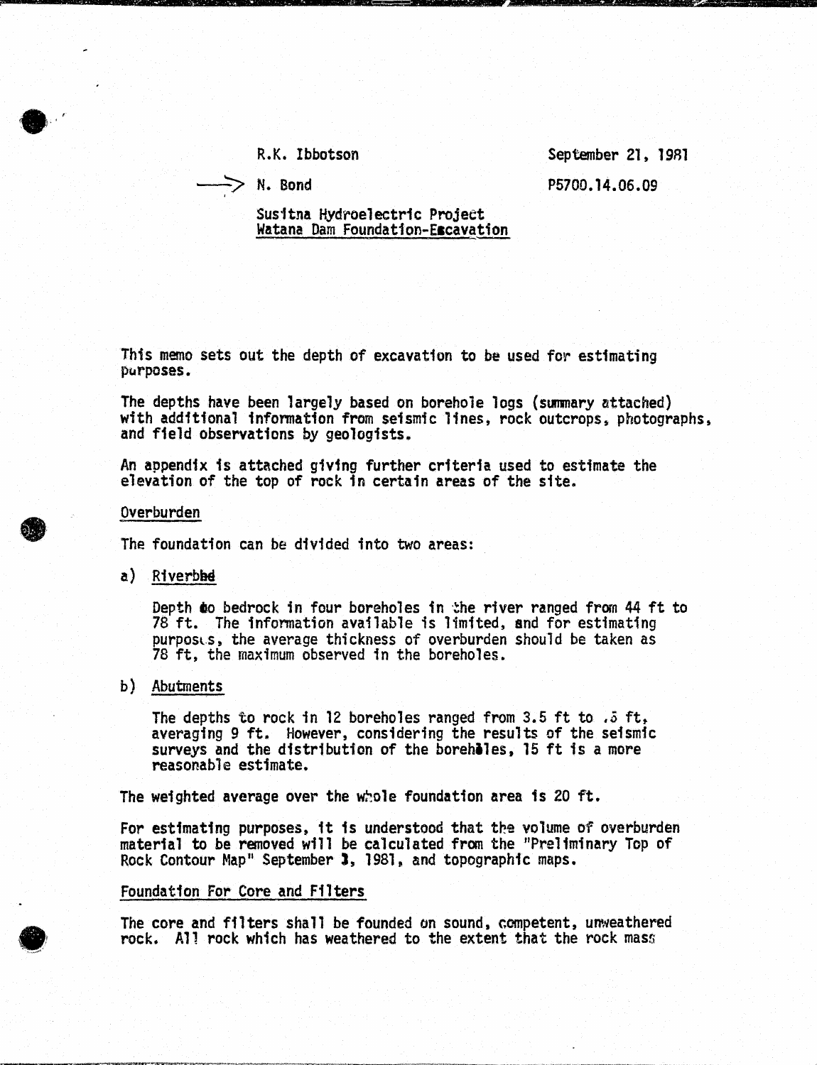R.K. Ibbotson

N. Bond

September 21, 1981

P5700.14.06.09

Susitna Hydroelectric Project
Watana Dam Foundation-Excavation

This memo sets out the depth of excavation to be used for estimating purposes.

The depths have been largely based on borehole logs (summary attached) with additional information from seismic lines, rock outcrops, photographs, and field observations by geologists.

An appendix is attached giving further criteria used to estimate the elevation of the top of rock in certain areas of the site.

## Overburden

The foundation can be divided into two areas:

a) Riverbed

   Depth to bedrock in four boreholes in the river ranged from 44 ft to 78 ft. The information available is limited, and for estimating purposes, the average thickness of overburden should be taken as 78 ft, the maximum observed in the boreholes.

b) Abutments

   The depths to rock in 12 boreholes ranged from 3.5 ft to .5 ft, averaging 9 ft. However, considering the results of the seismic surveys and the distribution of the boreholes, 15 ft is a more reasonable estimate.

The weighted average over the whole foundation area is 20 ft.

For estimating purposes, it is understood that the volume of overburden material to be removed will be calculated from the "Preliminary Top of Rock Contour Map" September 3, 1981, and topographic maps.

## Foundation For Core and Filters

The core and filters shall be founded on sound, competent, unweathered rock. All rock which has weathered to the extent that the rock mass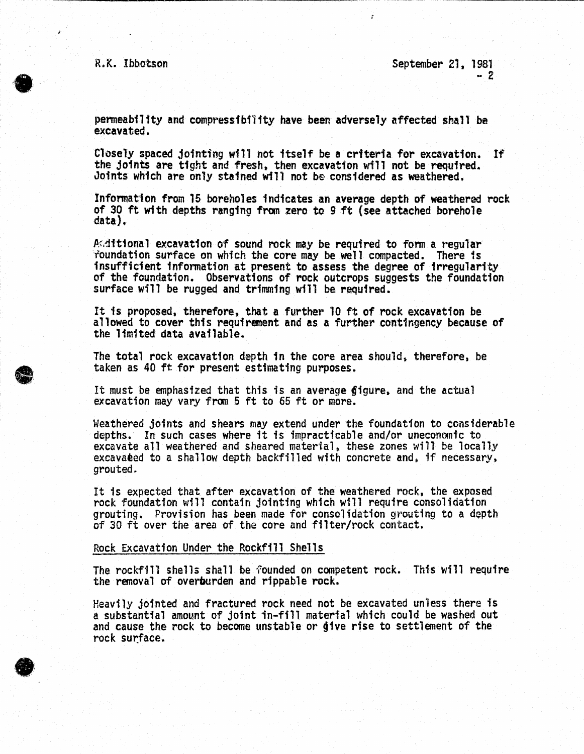permeability and compressibility have been adversely affected shall be excavated.

Closely spaced jointing will not itself be a criteria for excavation. If the joints are tight and fresh, then excavation will not be required. Joints which are only stained will not be considered as weathered.

Information from 15 boreholes indicates an average depth of weathered rock of 30 ft with depths ranging from zero to 9 ft (see attached borehole data).

Additional excavation of sound rock may be required to form a regular foundation surface on which the core may be well compacted. There is insufficient information at present to assess the degree of irregularity of the foundation. Observations of rock outcrops suggests the foundation surface will be rugged and trimming will be required.

It is proposed, therefore, that a further 10 ft of rock excavation be allowed to cover this requirement and as a further contingency because of the limited data available.

The total rock excavation depth in the core area should, therefore, be taken as 40 ft for present estimating purposes.

It must be emphasized that this is an average figure, and the actual excavation may vary from 5 ft to 65 ft or more.

Weathered joints and shears may extend under the foundation to considerable depths. In such cases where it is impracticable and/or uneconomic to excavate all weathered and sheared material, these zones will be locally excavated to a shallow depth backfilled with concrete and, if necessary, grouted.

It is expected that after excavation of the weathered rock, the exposed rock foundation will contain jointing which will require consolidation grouting. Provision has been made for consolidation grouting to a depth of 30 ft over the area of the core and filter/rock contact.

Rock Excavation Under the Rockfill Shells

The rockfill shells shall be founded on competent rock. This will require the removal of overburden and rippable rock.

Heavily jointed and fractured rock need not be excavated unless there is a substantial amount of joint in-fill material which could be washed out and cause the rock to become unstable or give rise to settlement of the rock surface.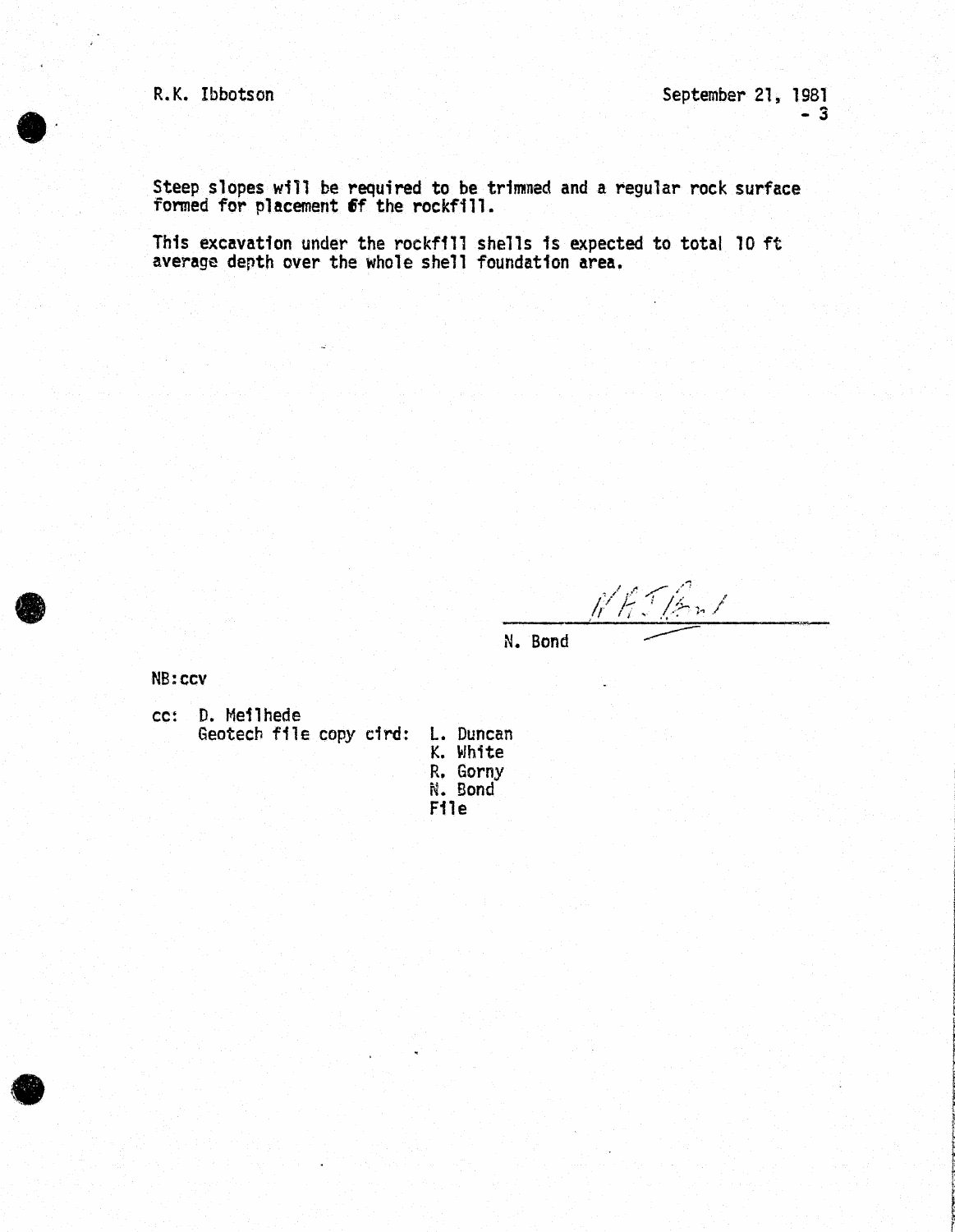Steep slopes will be required to be trimmed and a regular rock surface formed for placement of the rockfill.

This excavation under the rockfill shells is expected to total 10 ft average depth over the whole shell foundation area.

N. Bond

NB:ccv

cc: D. Meilhede
Geotech file copy cird: L. Duncan
K. White
R. Gorny
N. Bond
File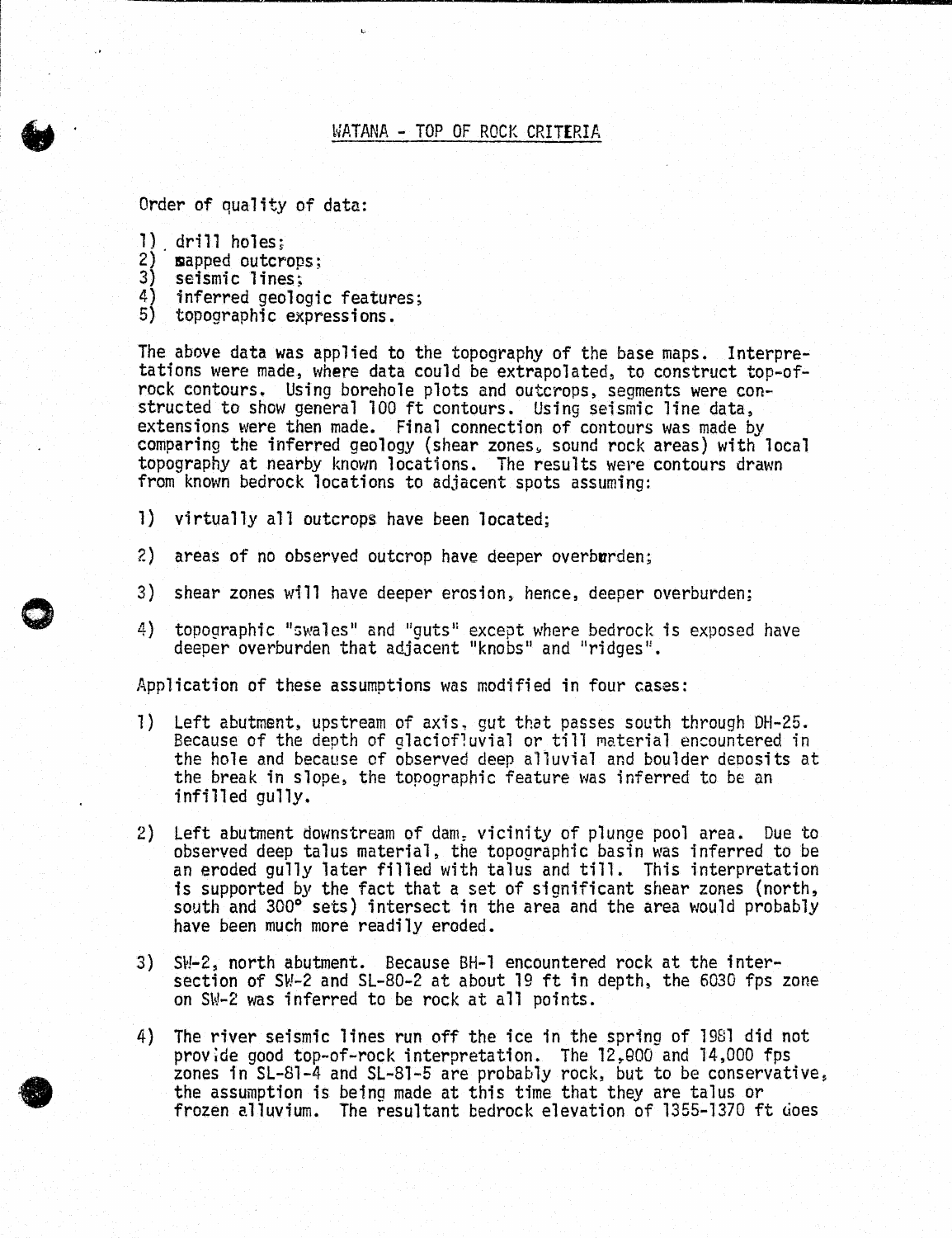## WATANA - TOP OF ROCK CRITERIA

Order of quality of data:

1) drill holes;
2) mapped outcrops;
3) seismic lines;
4) inferred geologic features;
5) topographic expressions.

The above data was applied to the topography of the base maps. Interpretations were made, where data could be extrapolated, to construct top-of-rock contours. Using borehole plots and outcrops, segments were constructed to show general 100 ft contours. Using seismic line data, extensions were then made. Final connection of contours was made by comparing the inferred geology (shear zones, sound rock areas) with local topography at nearby known locations. The results were contours drawn from known bedrock locations to adjacent spots assuming:

1) virtually all outcrops have been located;

2) areas of no observed outcrop have deeper overburden;

3) shear zones will have deeper erosion, hence, deeper overburden;

4) topographic "swales" and "guts" except where bedrock is exposed have deeper overburden that adjacent "knobs" and "ridges".

Application of these assumptions was modified in four cases:

1) Left abutment, upstream of axis, gut that passes south through DH-25. Because of the depth of glaciofluvial or till material encountered in the hole and because of observed deep alluvial and boulder deposits at the break in slope, the topographic feature was inferred to be an infilled gully.

2) Left abutment downstream of dam, vicinity of plunge pool area. Due to observed deep talus material, the topographic basin was inferred to be an eroded gully later filled with talus and till. This interpretation is supported by the fact that a set of significant shear zones (north, south and 300° sets) intersect in the area and the area would probably have been much more readily eroded.

3) SW-2, north abutment. Because BH-1 encountered rock at the intersection of SW-2 and SL-80-2 at about 19 ft in depth, the 6030 fps zone on SW-2 was inferred to be rock at all points.

4) The river seismic lines run off the ice in the spring of 1981 did not provide good top-of-rock interpretation. The 12,000 and 14,000 fps zones in SL-81-4 and SL-81-5 are probably rock, but to be conservative, the assumption is being made at this time that they are talus or frozen alluvium. The resultant bedrock elevation of 1355-1370 ft does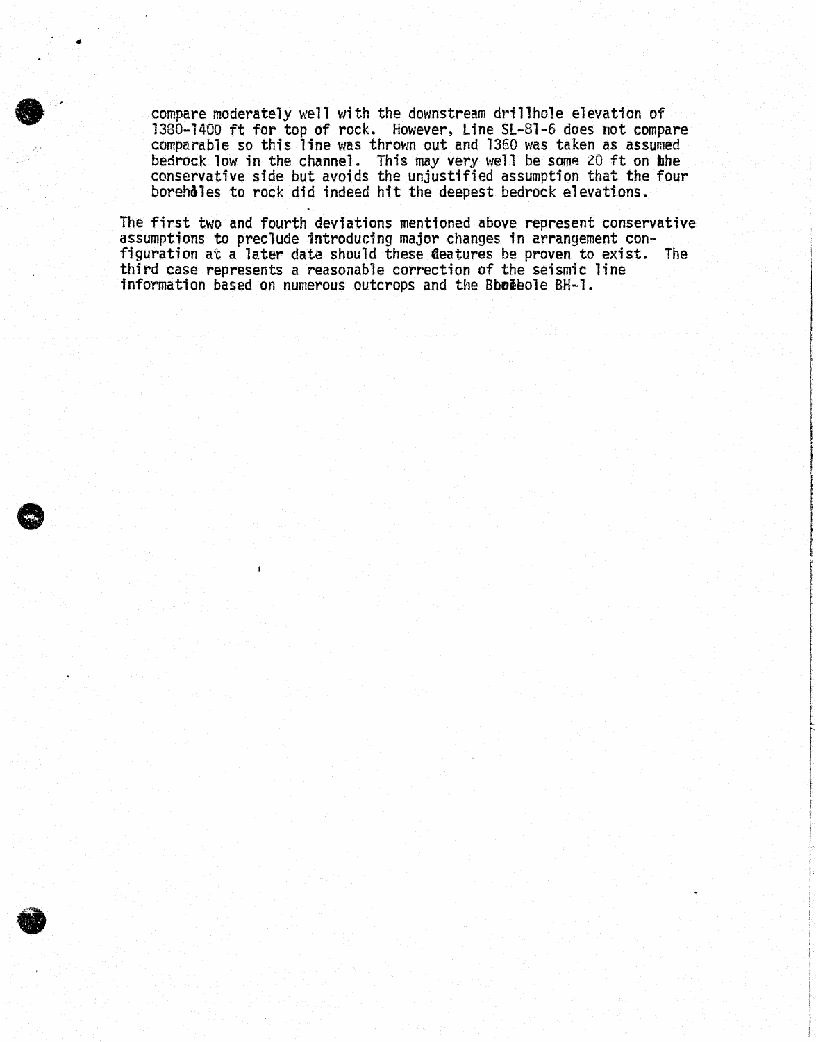compare moderately well with the downstream drillhole elevation of 1380-1400 ft for top of rock. However, Line SL-81-6 does not compare comparable so this line was thrown out and 1360 was taken as assumed bedrock low in the channel. This may very well be some 20 ft on the conservative side but avoids the unjustified assumption that the four boreholes to rock did indeed hit the deepest bedrock elevations.

The first two and fourth deviations mentioned above represent conservative assumptions to preclude introducing major changes in arrangement configuration at a later date should these features be proven to exist. The third case represents a reasonable correction of the seismic line information based on numerous outcrops and the Borehole BH-1.